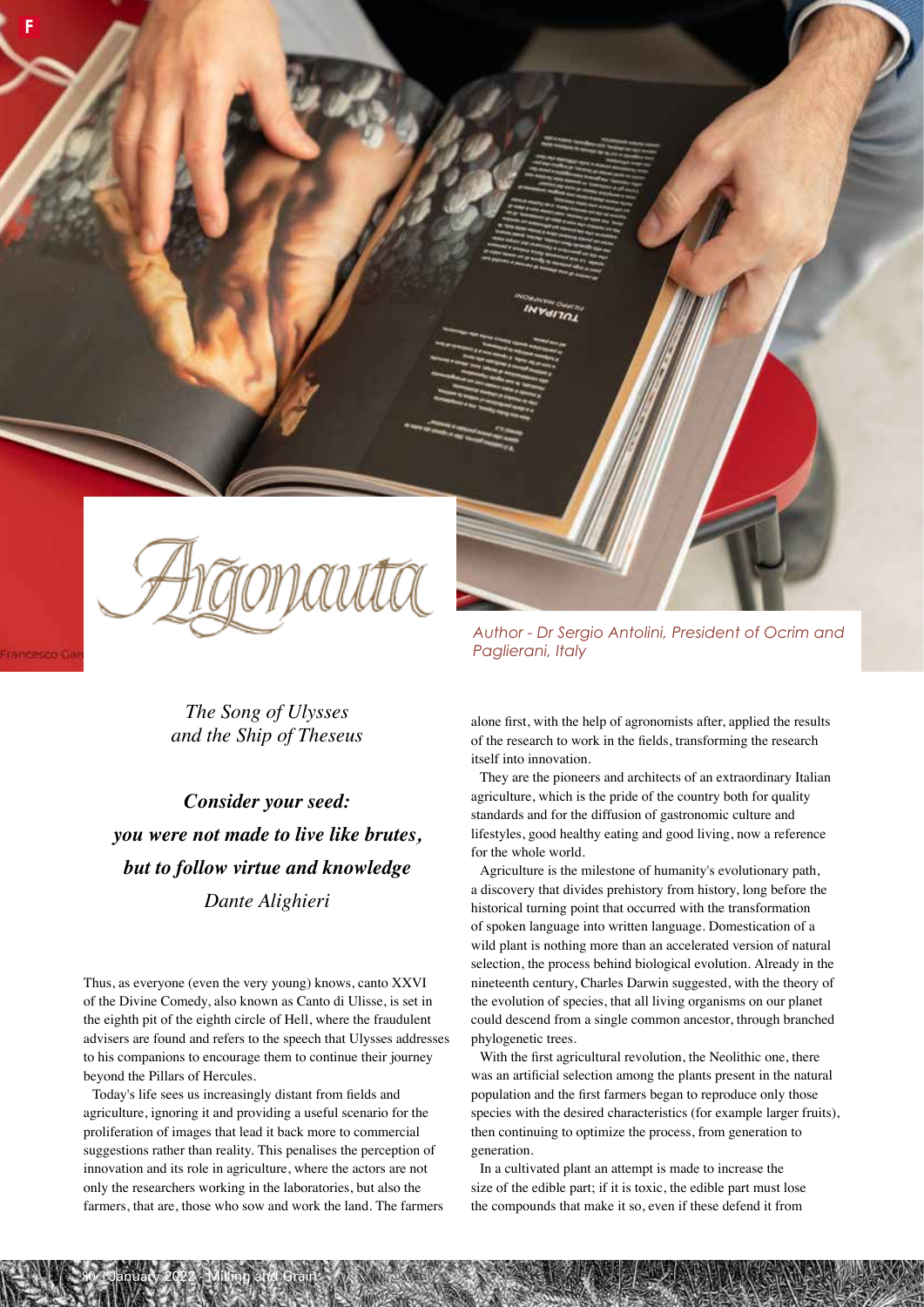# Argonauta

*Author - Dr Sergio Antolini, President of Ocrim and Paglierani, Italy*

*The Song of Ulysses and the Ship of Theseus*

***Consider your seed:***
***you were not made to live like brutes,***
***but to follow virtue and knowledge***
*Dante Alighieri*

Thus, as everyone (even the very young) knows, canto XXVI of the Divine Comedy, also known as Canto di Ulisse, is set in the eighth pit of the eighth circle of Hell, where the fraudulent advisers are found and refers to the speech that Ulysses addresses to his companions to encourage them to continue their journey beyond the Pillars of Hercules.

Today's life sees us increasingly distant from fields and agriculture, ignoring it and providing a useful scenario for the proliferation of images that lead it back more to commercial suggestions rather than reality. This penalises the perception of innovation and its role in agriculture, where the actors are not only the researchers working in the laboratories, but also the farmers, that are, those who sow and work the land. The farmers alone first, with the help of agronomists after, applied the results of the research to work in the fields, transforming the research itself into innovation.

They are the pioneers and architects of an extraordinary Italian agriculture, which is the pride of the country both for quality standards and for the diffusion of gastronomic culture and lifestyles, good healthy eating and good living, now a reference for the whole world.

Agriculture is the milestone of humanity's evolutionary path, a discovery that divides prehistory from history, long before the historical turning point that occurred with the transformation of spoken language into written language. Domestication of a wild plant is nothing more than an accelerated version of natural selection, the process behind biological evolution. Already in the nineteenth century, Charles Darwin suggested, with the theory of the evolution of species, that all living organisms on our planet could descend from a single common ancestor, through branched phylogenetic trees.

With the first agricultural revolution, the Neolithic one, there was an artificial selection among the plants present in the natural population and the first farmers began to reproduce only those species with the desired characteristics (for example larger fruits), then continuing to optimize the process, from generation to generation.

In a cultivated plant an attempt is made to increase the size of the edible part; if it is toxic, the edible part must lose the compounds that make it so, even if these defend it from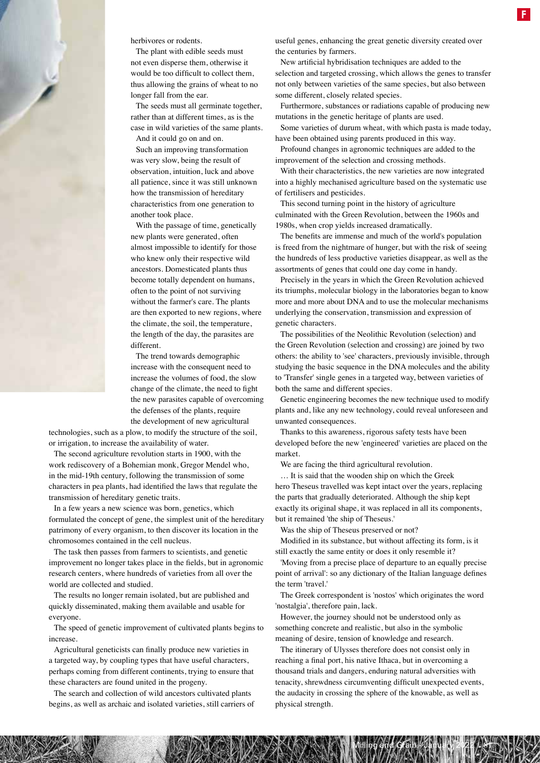herbivores or rodents.

The plant with edible seeds must not even disperse them, otherwise it would be too difficult to collect them, thus allowing the grains of wheat to no longer fall from the ear.

The seeds must all germinate together, rather than at different times, as is the case in wild varieties of the same plants.

And it could go on and on.

Such an improving transformation was very slow, being the result of observation, intuition, luck and above all patience, since it was still unknown how the transmission of hereditary characteristics from one generation to another took place.

With the passage of time, genetically new plants were generated, often almost impossible to identify for those who knew only their respective wild ancestors. Domesticated plants thus become totally dependent on humans, often to the point of not surviving without the farmer's care. The plants are then exported to new regions, where the climate, the soil, the temperature, the length of the day, the parasites are different.

The trend towards demographic increase with the consequent need to increase the volumes of food, the slow change of the climate, the need to fight the new parasites capable of overcoming the defenses of the plants, require the development of new agricultural technologies, such as a plow, to modify the structure of the soil, or irrigation, to increase the availability of water.

The second agriculture revolution starts in 1900, with the work rediscovery of a Bohemian monk, Gregor Mendel who, in the mid-19th century, following the transmission of some characters in pea plants, had identified the laws that regulate the transmission of hereditary genetic traits.

In a few years a new science was born, genetics, which formulated the concept of gene, the simplest unit of the hereditary patrimony of every organism, to then discover its location in the chromosomes contained in the cell nucleus.

The task then passes from farmers to scientists, and genetic improvement no longer takes place in the fields, but in agronomic research centers, where hundreds of varieties from all over the world are collected and studied.

The results no longer remain isolated, but are published and quickly disseminated, making them available and usable for everyone.

The speed of genetic improvement of cultivated plants begins to increase.

Agricultural geneticists can finally produce new varieties in a targeted way, by coupling types that have useful characters, perhaps coming from different continents, trying to ensure that these characters are found united in the progeny.

The search and collection of wild ancestors cultivated plants begins, as well as archaic and isolated varieties, still carriers of useful genes, enhancing the great genetic diversity created over the centuries by farmers.

New artificial hybridisation techniques are added to the selection and targeted crossing, which allows the genes to transfer not only between varieties of the same species, but also between some different, closely related species.

Furthermore, substances or radiations capable of producing new mutations in the genetic heritage of plants are used.

Some varieties of durum wheat, with which pasta is made today, have been obtained using parents produced in this way.

Profound changes in agronomic techniques are added to the improvement of the selection and crossing methods.

With their characteristics, the new varieties are now integrated into a highly mechanised agriculture based on the systematic use of fertilisers and pesticides.

This second turning point in the history of agriculture culminated with the Green Revolution, between the 1960s and 1980s, when crop yields increased dramatically.

The benefits are immense and much of the world's population is freed from the nightmare of hunger, but with the risk of seeing the hundreds of less productive varieties disappear, as well as the assortments of genes that could one day come in handy.

Precisely in the years in which the Green Revolution achieved its triumphs, molecular biology in the laboratories began to know more and more about DNA and to use the molecular mechanisms underlying the conservation, transmission and expression of genetic characters.

The possibilities of the Neolithic Revolution (selection) and the Green Revolution (selection and crossing) are joined by two others: the ability to 'see' characters, previously invisible, through studying the basic sequence in the DNA molecules and the ability to 'Transfer' single genes in a targeted way, between varieties of both the same and different species.

Genetic engineering becomes the new technique used to modify plants and, like any new technology, could reveal unforeseen and unwanted consequences.

Thanks to this awareness, rigorous safety tests have been developed before the new 'engineered' varieties are placed on the market.

We are facing the third agricultural revolution.

… It is said that the wooden ship on which the Greek hero Theseus travelled was kept intact over the years, replacing the parts that gradually deteriorated. Although the ship kept exactly its original shape, it was replaced in all its components, but it remained 'the ship of Theseus.'

Was the ship of Theseus preserved or not?

Modified in its substance, but without affecting its form, is it still exactly the same entity or does it only resemble it?

'Moving from a precise place of departure to an equally precise point of arrival': so any dictionary of the Italian language defines the term 'travel.'

The Greek correspondent is 'nostos' which originates the word 'nostalgia', therefore pain, lack.

However, the journey should not be understood only as something concrete and realistic, but also in the symbolic meaning of desire, tension of knowledge and research.

The itinerary of Ulysses therefore does not consist only in reaching a final port, his native Ithaca, but in overcoming a thousand trials and dangers, enduring natural adversities with tenacity, shrewdness circumventing difficult unexpected events, the audacity in crossing the sphere of the knowable, as well as physical strength.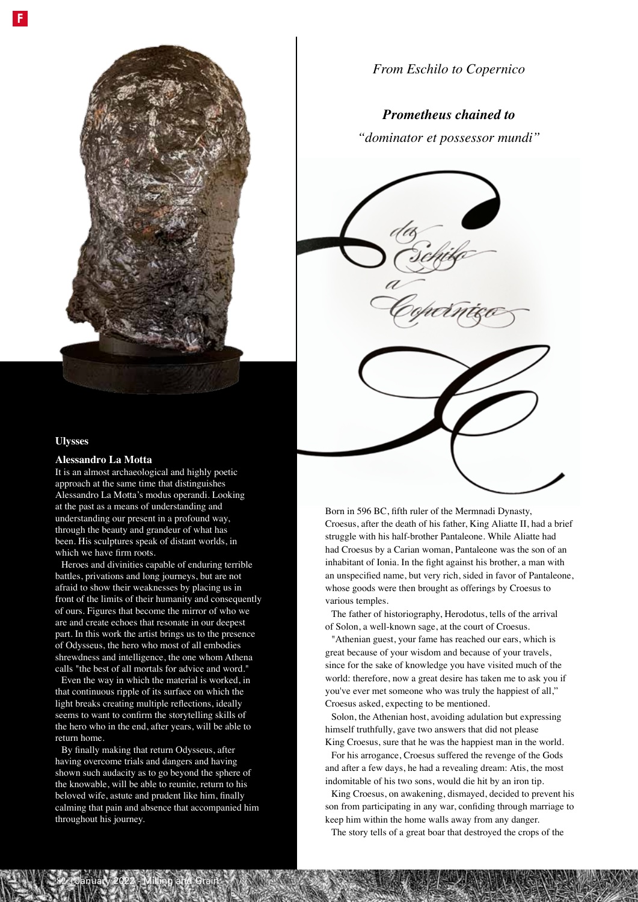### Ulysses

**Alessandro La Motta**

It is an almost archaeological and highly poetic approach at the same time that distinguishes Alessandro La Motta's modus operandi. Looking at the past as a means of understanding and understanding our present in a profound way, through the beauty and grandeur of what has been. His sculptures speak of distant worlds, in which we have firm roots.

Heroes and divinities capable of enduring terrible battles, privations and long journeys, but are not afraid to show their weaknesses by placing us in front of the limits of their humanity and consequently of ours. Figures that become the mirror of who we are and create echoes that resonate in our deepest part. In this work the artist brings us to the presence of Odysseus, the hero who most of all embodies shrewdness and intelligence, the one whom Athena calls "the best of all mortals for advice and word."

Even the way in which the material is worked, in that continuous ripple of its surface on which the light breaks creating multiple reflections, ideally seems to want to confirm the storytelling skills of the hero who in the end, after years, will be able to return home.

By finally making that return Odysseus, after having overcome trials and dangers and having shown such audacity as to go beyond the sphere of the knowable, will be able to reunite, return to his beloved wife, astute and prudent like him, finally calming that pain and absence that accompanied him throughout his journey.

*From Eschilo to Copernico*

***Prometheus chained to***

*"dominator et possessor mundi"*

Born in 596 BC, fifth ruler of the Mermnadi Dynasty, Croesus, after the death of his father, King Aliatte II, had a brief struggle with his half-brother Pantaleone. While Aliatte had had Croesus by a Carian woman, Pantaleone was the son of an inhabitant of Ionia. In the fight against his brother, a man with an unspecified name, but very rich, sided in favor of Pantaleone, whose goods were then brought as offerings by Croesus to various temples.

The father of historiography, Herodotus, tells of the arrival of Solon, a well-known sage, at the court of Croesus.

"Athenian guest, your fame has reached our ears, which is great because of your wisdom and because of your travels, since for the sake of knowledge you have visited much of the world: therefore, now a great desire has taken me to ask you if you've ever met someone who was truly the happiest of all," Croesus asked, expecting to be mentioned.

Solon, the Athenian host, avoiding adulation but expressing himself truthfully, gave two answers that did not please King Croesus, sure that he was the happiest man in the world.

For his arrogance, Croesus suffered the revenge of the Gods and after a few days, he had a revealing dream: Atis, the most indomitable of his two sons, would die hit by an iron tip.

King Croesus, on awakening, dismayed, decided to prevent his son from participating in any war, confiding through marriage to keep him within the home walls away from any danger.

The story tells of a great boar that destroyed the crops of the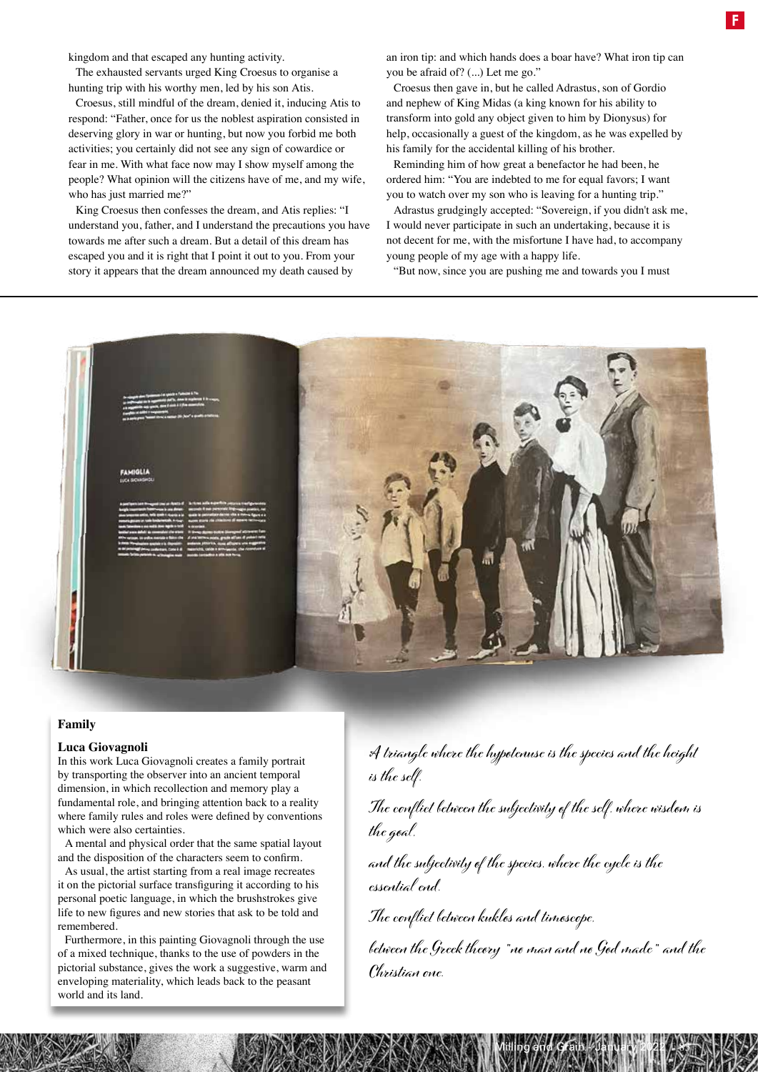kingdom and that escaped any hunting activity.

The exhausted servants urged King Croesus to organise a hunting trip with his worthy men, led by his son Atis.

Croesus, still mindful of the dream, denied it, inducing Atis to respond: "Father, once for us the noblest aspiration consisted in deserving glory in war or hunting, but now you forbid me both activities; you certainly did not see any sign of cowardice or fear in me. With what face now may I show myself among the people? What opinion will the citizens have of me, and my wife, who has just married me?"

King Croesus then confesses the dream, and Atis replies: "I understand you, father, and I understand the precautions you have towards me after such a dream. But a detail of this dream has escaped you and it is right that I point it out to you. From your story it appears that the dream announced my death caused by an iron tip: and which hands does a boar have? What iron tip can you be afraid of? (...) Let me go."

Croesus then gave in, but he called Adrastus, son of Gordio and nephew of King Midas (a king known for his ability to transform into gold any object given to him by Dionysus) for help, occasionally a guest of the kingdom, as he was expelled by his family for the accidental killing of his brother.

Reminding him of how great a benefactor he had been, he ordered him: "You are indebted to me for equal favors; I want you to watch over my son who is leaving for a hunting trip."

Adrastus grudgingly accepted: "Sovereign, if you didn't ask me, I would never participate in such an undertaking, because it is not decent for me, with the misfortune I have had, to accompany young people of my age with a happy life.

"But now, since you are pushing me and towards you I must

**Family**

**Luca Giovagnoli**

In this work Luca Giovagnoli creates a family portrait by transporting the observer into an ancient temporal dimension, in which recollection and memory play a fundamental role, and bringing attention back to a reality where family rules and roles were defined by conventions which were also certainties.

A mental and physical order that the same spatial layout and the disposition of the characters seem to confirm.

As usual, the artist starting from a real image recreates it on the pictorial surface transfiguring it according to his personal poetic language, in which the brushstrokes give life to new figures and new stories that ask to be told and remembered.

Furthermore, in this painting Giovagnoli through the use of a mixed technique, thanks to the use of powders in the pictorial substance, gives the work a suggestive, warm and enveloping materiality, which leads back to the peasant world and its land.

*A triangle where the hypotenuse is the species and the height is the self.*

*The conflict between the subjectivity of the self, where wisdom is the goal,*

*and the subjectivity of the species, where the cycle is the essential end.*

*The conflict between kuklos and timoscope,*

*between the Greek theory "no man and no God made" and the Christian one.*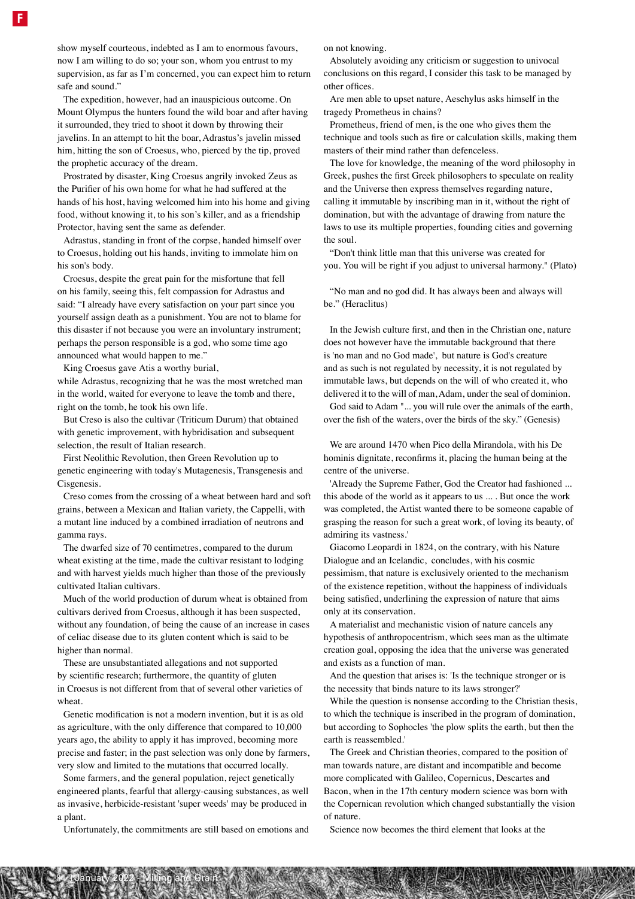show myself courteous, indebted as I am to enormous favours, now I am willing to do so; your son, whom you entrust to my supervision, as far as I'm concerned, you can expect him to return safe and sound."

The expedition, however, had an inauspicious outcome. On Mount Olympus the hunters found the wild boar and after having it surrounded, they tried to shoot it down by throwing their javelins. In an attempt to hit the boar, Adrastus's javelin missed him, hitting the son of Croesus, who, pierced by the tip, proved the prophetic accuracy of the dream.

Prostrated by disaster, King Croesus angrily invoked Zeus as the Purifier of his own home for what he had suffered at the hands of his host, having welcomed him into his home and giving food, without knowing it, to his son's killer, and as a friendship Protector, having sent the same as defender.

Adrastus, standing in front of the corpse, handed himself over to Croesus, holding out his hands, inviting to immolate him on his son's body.

Croesus, despite the great pain for the misfortune that fell on his family, seeing this, felt compassion for Adrastus and said: "I already have every satisfaction on your part since you yourself assign death as a punishment. You are not to blame for this disaster if not because you were an involuntary instrument; perhaps the person responsible is a god, who some time ago announced what would happen to me."

King Croesus gave Atis a worthy burial, while Adrastus, recognizing that he was the most wretched man in the world, waited for everyone to leave the tomb and there, right on the tomb, he took his own life.

But Creso is also the cultivar (Triticum Durum) that obtained with genetic improvement, with hybridisation and subsequent selection, the result of Italian research.

First Neolithic Revolution, then Green Revolution up to genetic engineering with today's Mutagenesis, Transgenesis and Cisgenesis.

Creso comes from the crossing of a wheat between hard and soft grains, between a Mexican and Italian variety, the Cappelli, with a mutant line induced by a combined irradiation of neutrons and gamma rays.

The dwarfed size of 70 centimetres, compared to the durum wheat existing at the time, made the cultivar resistant to lodging and with harvest yields much higher than those of the previously cultivated Italian cultivars.

Much of the world production of durum wheat is obtained from cultivars derived from Croesus, although it has been suspected, without any foundation, of being the cause of an increase in cases of celiac disease due to its gluten content which is said to be higher than normal.

These are unsubstantiated allegations and not supported by scientific research; furthermore, the quantity of gluten in Croesus is not different from that of several other varieties of wheat.

Genetic modification is not a modern invention, but it is as old as agriculture, with the only difference that compared to 10,000 years ago, the ability to apply it has improved, becoming more precise and faster; in the past selection was only done by farmers, very slow and limited to the mutations that occurred locally.

Some farmers, and the general population, reject genetically engineered plants, fearful that allergy-causing substances, as well as invasive, herbicide-resistant 'super weeds' may be produced in a plant.

Unfortunately, the commitments are still based on emotions and on not knowing.

Absolutely avoiding any criticism or suggestion to univocal conclusions on this regard, I consider this task to be managed by other offices.

Are men able to upset nature, Aeschylus asks himself in the tragedy Prometheus in chains?

Prometheus, friend of men, is the one who gives them the technique and tools such as fire or calculation skills, making them masters of their mind rather than defenceless.

The love for knowledge, the meaning of the word philosophy in Greek, pushes the first Greek philosophers to speculate on reality and the Universe then express themselves regarding nature, calling it immutable by inscribing man in it, without the right of domination, but with the advantage of drawing from nature the laws to use its multiple properties, founding cities and governing the soul.

"Don't think little man that this universe was created for you. You will be right if you adjust to universal harmony." (Plato)

"No man and no god did. It has always been and always will be." (Heraclitus)

In the Jewish culture first, and then in the Christian one, nature does not however have the immutable background that there is 'no man and no God made', but nature is God's creature and as such is not regulated by necessity, it is not regulated by immutable laws, but depends on the will of who created it, who delivered it to the will of man, Adam, under the seal of dominion.

God said to Adam "... you will rule over the animals of the earth, over the fish of the waters, over the birds of the sky." (Genesis)

We are around 1470 when Pico della Mirandola, with his De hominis dignitate, reconfirms it, placing the human being at the centre of the universe.

'Already the Supreme Father, God the Creator had fashioned ... this abode of the world as it appears to us ... . But once the work was completed, the Artist wanted there to be someone capable of grasping the reason for such a great work, of loving its beauty, of admiring its vastness.'

Giacomo Leopardi in 1824, on the contrary, with his Nature Dialogue and an Icelandic, concludes, with his cosmic pessimism, that nature is exclusively oriented to the mechanism of the existence repetition, without the happiness of individuals being satisfied, underlining the expression of nature that aims only at its conservation.

A materialist and mechanistic vision of nature cancels any hypothesis of anthropocentrism, which sees man as the ultimate creation goal, opposing the idea that the universe was generated and exists as a function of man.

And the question that arises is: 'Is the technique stronger or is the necessity that binds nature to its laws stronger?'

While the question is nonsense according to the Christian thesis, to which the technique is inscribed in the program of domination, but according to Sophocles 'the plow splits the earth, but then the earth is reassembled.'

The Greek and Christian theories, compared to the position of man towards nature, are distant and incompatible and become more complicated with Galileo, Copernicus, Descartes and Bacon, when in the 17th century modern science was born with the Copernican revolution which changed substantially the vision of nature.

Science now becomes the third element that looks at the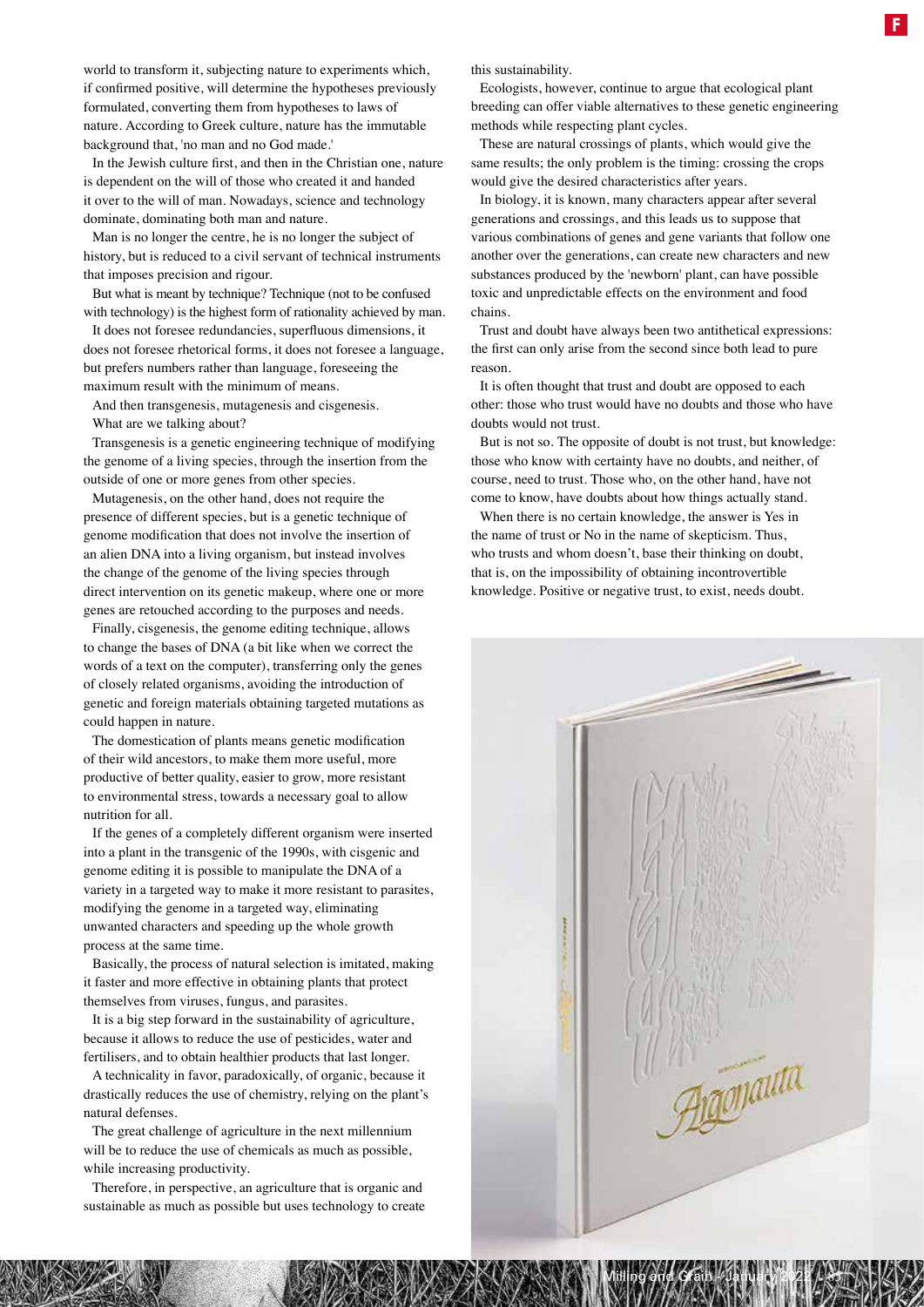world to transform it, subjecting nature to experiments which, if confirmed positive, will determine the hypotheses previously formulated, converting them from hypotheses to laws of nature. According to Greek culture, nature has the immutable background that, 'no man and no God made.'

In the Jewish culture first, and then in the Christian one, nature is dependent on the will of those who created it and handed it over to the will of man. Nowadays, science and technology dominate, dominating both man and nature.

Man is no longer the centre, he is no longer the subject of history, but is reduced to a civil servant of technical instruments that imposes precision and rigour.

But what is meant by technique? Technique (not to be confused with technology) is the highest form of rationality achieved by man.

It does not foresee redundancies, superfluous dimensions, it does not foresee rhetorical forms, it does not foresee a language, but prefers numbers rather than language, foreseeing the maximum result with the minimum of means.

And then transgenesis, mutagenesis and cisgenesis.

What are we talking about?

Transgenesis is a genetic engineering technique of modifying the genome of a living species, through the insertion from the outside of one or more genes from other species.

Mutagenesis, on the other hand, does not require the presence of different species, but is a genetic technique of genome modification that does not involve the insertion of an alien DNA into a living organism, but instead involves the change of the genome of the living species through direct intervention on its genetic makeup, where one or more genes are retouched according to the purposes and needs.

Finally, cisgenesis, the genome editing technique, allows to change the bases of DNA (a bit like when we correct the words of a text on the computer), transferring only the genes of closely related organisms, avoiding the introduction of genetic and foreign materials obtaining targeted mutations as could happen in nature.

The domestication of plants means genetic modification of their wild ancestors, to make them more useful, more productive of better quality, easier to grow, more resistant to environmental stress, towards a necessary goal to allow nutrition for all.

If the genes of a completely different organism were inserted into a plant in the transgenic of the 1990s, with cisgenic and genome editing it is possible to manipulate the DNA of a variety in a targeted way to make it more resistant to parasites, modifying the genome in a targeted way, eliminating unwanted characters and speeding up the whole growth process at the same time.

Basically, the process of natural selection is imitated, making it faster and more effective in obtaining plants that protect themselves from viruses, fungus, and parasites.

It is a big step forward in the sustainability of agriculture, because it allows to reduce the use of pesticides, water and fertilisers, and to obtain healthier products that last longer.

A technicality in favor, paradoxically, of organic, because it drastically reduces the use of chemistry, relying on the plant's natural defenses.

The great challenge of agriculture in the next millennium will be to reduce the use of chemicals as much as possible, while increasing productivity.

Therefore, in perspective, an agriculture that is organic and sustainable as much as possible but uses technology to create this sustainability.

Ecologists, however, continue to argue that ecological plant breeding can offer viable alternatives to these genetic engineering methods while respecting plant cycles.

These are natural crossings of plants, which would give the same results; the only problem is the timing: crossing the crops would give the desired characteristics after years.

In biology, it is known, many characters appear after several generations and crossings, and this leads us to suppose that various combinations of genes and gene variants that follow one another over the generations, can create new characters and new substances produced by the 'newborn' plant, can have possible toxic and unpredictable effects on the environment and food chains.

Trust and doubt have always been two antithetical expressions: the first can only arise from the second since both lead to pure reason.

It is often thought that trust and doubt are opposed to each other: those who trust would have no doubts and those who have doubts would not trust.

But is not so. The opposite of doubt is not trust, but knowledge: those who know with certainty have no doubts, and neither, of course, need to trust. Those who, on the other hand, have not come to know, have doubts about how things actually stand.

When there is no certain knowledge, the answer is Yes in the name of trust or No in the name of skepticism. Thus, who trusts and whom doesn't, base their thinking on doubt, that is, on the impossibility of obtaining incontrovertible knowledge. Positive or negative trust, to exist, needs doubt.